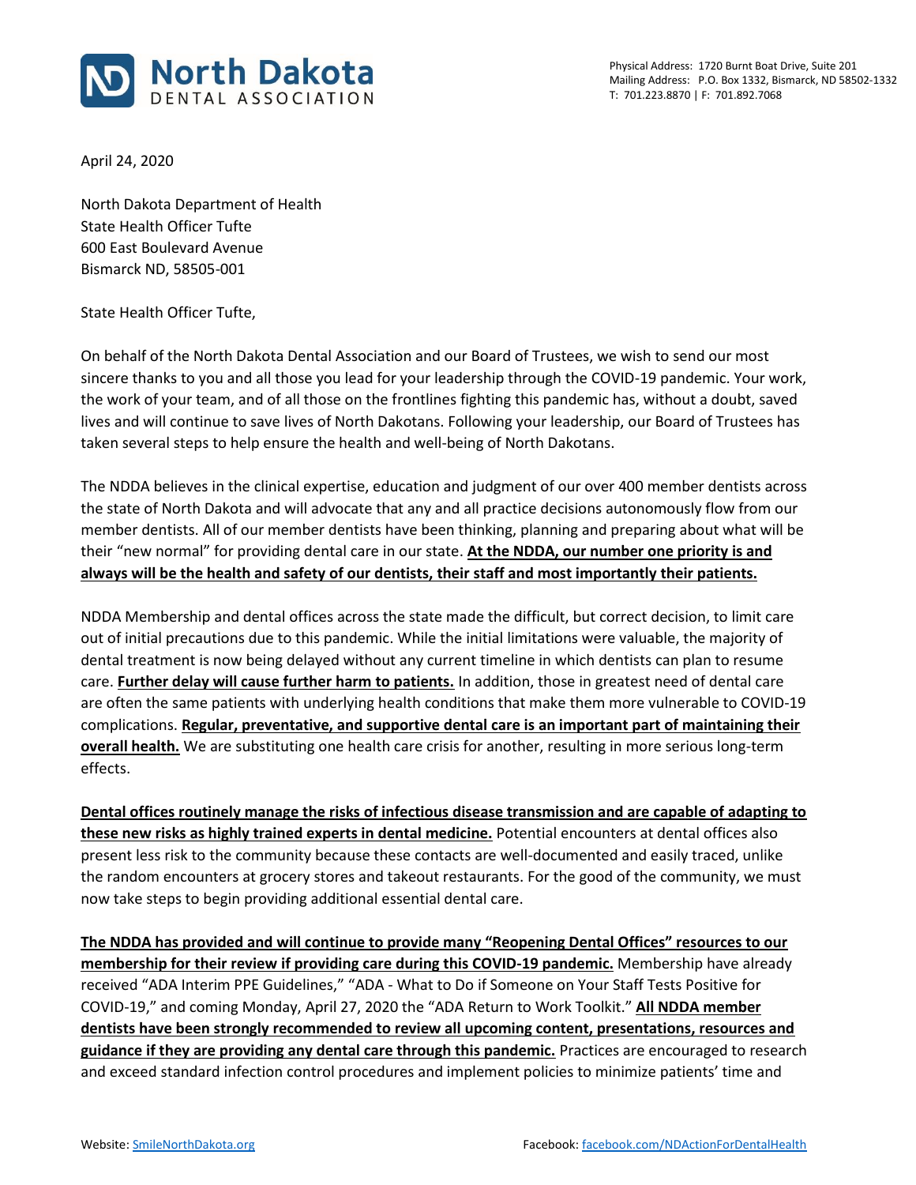**North Dakota**
DENTAL ASSOCIATION

Physical Address: 1720 Burnt Boat Drive, Suite 201
Mailing Address: P.O. Box 1332, Bismarck, ND 58502-1332
T: 701.223.8870 | F: 701.892.7068

April 24, 2020

North Dakota Department of Health
State Health Officer Tufte
600 East Boulevard Avenue
Bismarck ND, 58505-001

State Health Officer Tufte,

On behalf of the North Dakota Dental Association and our Board of Trustees, we wish to send our most sincere thanks to you and all those you lead for your leadership through the COVID-19 pandemic. Your work, the work of your team, and of all those on the frontlines fighting this pandemic has, without a doubt, saved lives and will continue to save lives of North Dakotans. Following your leadership, our Board of Trustees has taken several steps to help ensure the health and well-being of North Dakotans.

The NDDA believes in the clinical expertise, education and judgment of our over 400 member dentists across the state of North Dakota and will advocate that any and all practice decisions autonomously flow from our member dentists. All of our member dentists have been thinking, planning and preparing about what will be their "new normal" for providing dental care in our state. **At the NDDA, our number one priority is and always will be the health and safety of our dentists, their staff and most importantly their patients.**

NDDA Membership and dental offices across the state made the difficult, but correct decision, to limit care out of initial precautions due to this pandemic. While the initial limitations were valuable, the majority of dental treatment is now being delayed without any current timeline in which dentists can plan to resume care. **Further delay will cause further harm to patients.** In addition, those in greatest need of dental care are often the same patients with underlying health conditions that make them more vulnerable to COVID-19 complications. **Regular, preventative, and supportive dental care is an important part of maintaining their overall health.** We are substituting one health care crisis for another, resulting in more serious long-term effects.

**Dental offices routinely manage the risks of infectious disease transmission and are capable of adapting to these new risks as highly trained experts in dental medicine.** Potential encounters at dental offices also present less risk to the community because these contacts are well-documented and easily traced, unlike the random encounters at grocery stores and takeout restaurants. For the good of the community, we must now take steps to begin providing additional essential dental care.

**The NDDA has provided and will continue to provide many "Reopening Dental Offices" resources to our membership for their review if providing care during this COVID-19 pandemic.** Membership have already received "ADA Interim PPE Guidelines," "ADA - What to Do if Someone on Your Staff Tests Positive for COVID-19," and coming Monday, April 27, 2020 the "ADA Return to Work Toolkit." **All NDDA member dentists have been strongly recommended to review all upcoming content, presentations, resources and guidance if they are providing any dental care through this pandemic.** Practices are encouraged to research and exceed standard infection control procedures and implement policies to minimize patients' time and

Website: SmileNorthDakota.org Facebook: facebook.com/NDActionForDentalHealth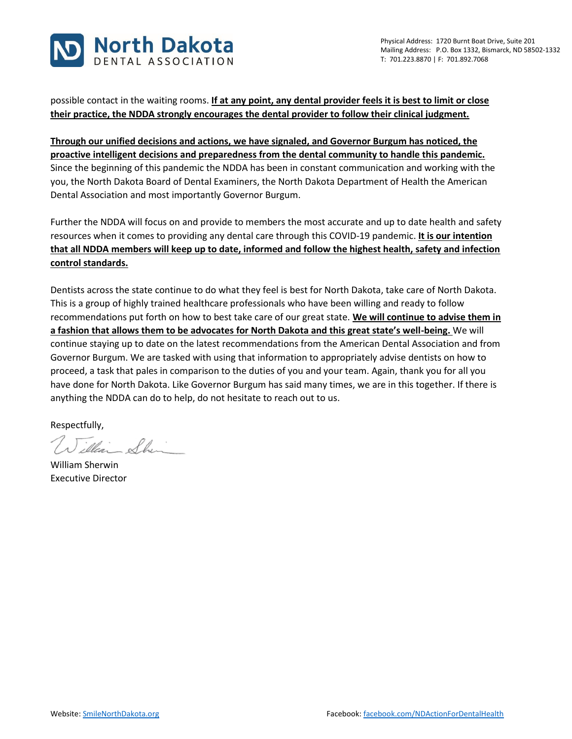possible contact in the waiting rooms. **If at any point, any dental provider feels it is best to limit or close their practice, the NDDA strongly encourages the dental provider to follow their clinical judgment.**

**Through our unified decisions and actions, we have signaled, and Governor Burgum has noticed, the proactive intelligent decisions and preparedness from the dental community to handle this pandemic.** Since the beginning of this pandemic the NDDA has been in constant communication and working with the you, the North Dakota Board of Dental Examiners, the North Dakota Department of Health the American Dental Association and most importantly Governor Burgum.

Further the NDDA will focus on and provide to members the most accurate and up to date health and safety resources when it comes to providing any dental care through this COVID-19 pandemic. **It is our intention that all NDDA members will keep up to date, informed and follow the highest health, safety and infection control standards.**

Dentists across the state continue to do what they feel is best for North Dakota, take care of North Dakota. This is a group of highly trained healthcare professionals who have been willing and ready to follow recommendations put forth on how to best take care of our great state. **We will continue to advise them in a fashion that allows them to be advocates for North Dakota and this great state's well-being.** We will continue staying up to date on the latest recommendations from the American Dental Association and from Governor Burgum. We are tasked with using that information to appropriately advise dentists on how to proceed, a task that pales in comparison to the duties of you and your team. Again, thank you for all you have done for North Dakota. Like Governor Burgum has said many times, we are in this together. If there is anything the NDDA can do to help, do not hesitate to reach out to us.

Respectfully,

William Sherwin
Executive Director